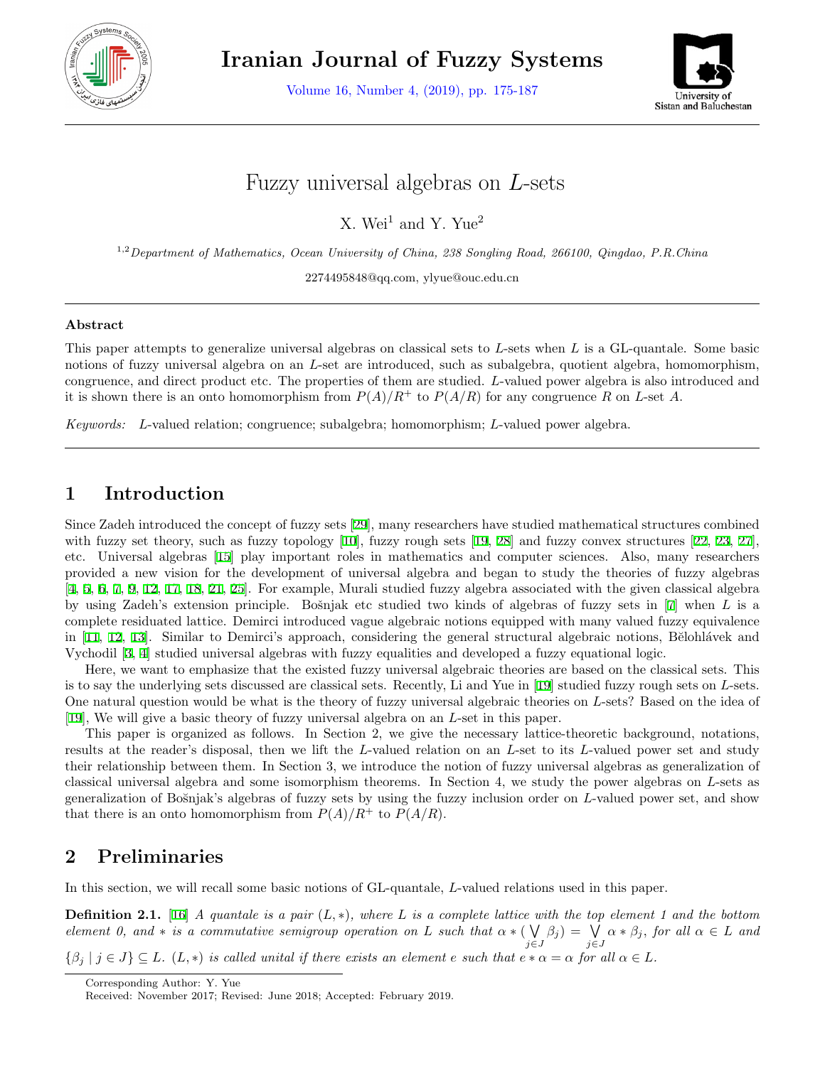# Fuzzy universal algebras on $L$-sets

X. Wei[1] and Y. Yue[2]

[1,2] *Department of Mathematics, Ocean University of China, 238 Songling Road, 266100, Qingdao, P.R.China*

2274495848@qq.com, ylyue@ouc.edu.cn

### Abstract

This paper attempts to generalize universal algebras on classical sets to $L$-sets when $L$ is a GL-quantale. Some basic notions of fuzzy universal algebra on an $L$-set are introduced, such as subalgebra, quotient algebra, homomorphism, congruence, and direct product etc. The properties of them are studied. $L$-valued power algebra is also introduced and it is shown there is an onto homomorphism from $P(A)/R^+$ to $P(A/R)$ for any congruence $R$ on $L$-set $A$.

*Keywords:* $L$-valued relation; congruence; subalgebra; homomorphism; $L$-valued power algebra.

## 1 Introduction

Since Zadeh introduced the concept of fuzzy sets [29], many researchers have studied mathematical structures combined with fuzzy set theory, such as fuzzy topology [10], fuzzy rough sets [19, 28] and fuzzy convex structures [22, 23, 27], etc. Universal algebras [15] play important roles in mathematics and computer sciences. Also, many researchers provided a new vision for the development of universal algebra and began to study the theories of fuzzy algebras [4, 5, 6, 7, 9, 12, 17, 18, 21, 25]. For example, Murali studied fuzzy algebra associated with the given classical algebra by using Zadeh's extension principle. Bošnjak etc studied two kinds of algebras of fuzzy sets in [7] when $L$ is a complete residuated lattice. Demirci introduced vague algebraic notions equipped with many valued fuzzy equivalence in [11, 12, 13]. Similar to Demirci's approach, considering the general structural algebraic notions, Bělohlávek and Vychodil [3, 4] studied universal algebras with fuzzy equalities and developed a fuzzy equational logic.

Here, we want to emphasize that the existed fuzzy universal algebraic theories are based on the classical sets. This is to say the underlying sets discussed are classical sets. Recently, Li and Yue in [19] studied fuzzy rough sets on $L$-sets. One natural question would be what is the theory of fuzzy universal algebraic theories on $L$-sets? Based on the idea of [19], We will give a basic theory of fuzzy universal algebra on an $L$-set in this paper.

This paper is organized as follows. In Section 2, we give the necessary lattice-theoretic background, notations, results at the reader's disposal, then we lift the $L$-valued relation on an $L$-set to its $L$-valued power set and study their relationship between them. In Section 3, we introduce the notion of fuzzy universal algebras as generalization of classical universal algebra and some isomorphism theorems. In Section 4, we study the power algebras on $L$-sets as generalization of Bošnjak's algebras of fuzzy sets by using the fuzzy inclusion order on $L$-valued power set, and show that there is an onto homomorphism from $P(A)/R^+$ to $P(A/R)$.

## 2 Preliminaries

In this section, we will recall some basic notions of GL-quantale, $L$-valued relations used in this paper.

**Definition 2.1.** [16] *A quantale is a pair $(L, *)$, where $L$ is a complete lattice with the top element 1 and the bottom element 0, and $*$ is a commutative semigroup operation on $L$ such that $\alpha * (\bigvee_{j\in J} \beta_j) = \bigvee_{j\in J} \alpha * \beta_j$, for all $\alpha \in L$ and $\{\beta_j \mid j \in J\} \subseteq L$. $(L, *)$ is called unital if there exists an element $e$ such that $e * \alpha = \alpha$ for all $\alpha \in L$.*

Corresponding Author: Y. Yue

Received: November 2017; Revised: June 2018; Accepted: February 2019.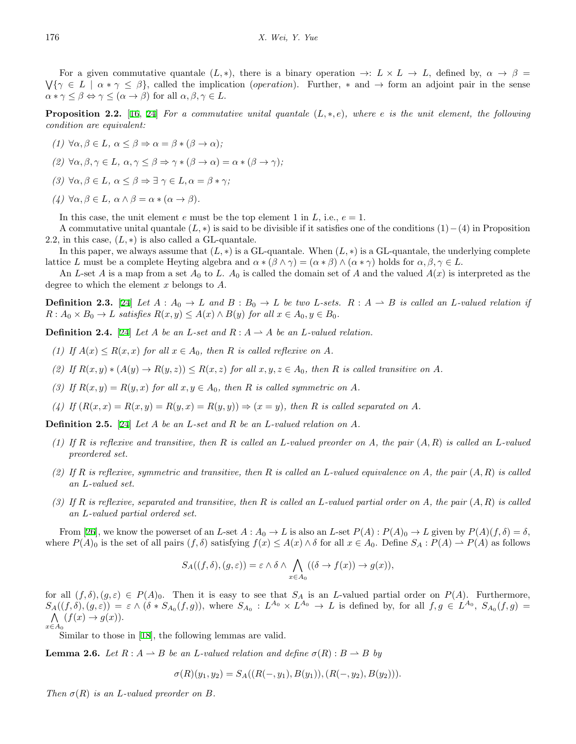For a given commutative quantale $(L, *)$, there is a binary operation $\to$: $L \times L \to L$, defined by, $\alpha \to \beta = \bigvee\{\gamma \in L \mid \alpha * \gamma \leq \beta\}$, called the implication (*operation*). Further, $*$ and $\to$ form an adjoint pair in the sense $\alpha * \gamma \leq \beta \Leftrightarrow \gamma \leq (\alpha \to \beta)$ for all $\alpha, \beta, \gamma \in L$.

**Proposition 2.2.** [16, 24] *For a commutative unital quantale $(L, *, e)$, where $e$ is the unit element, the following condition are equivalent:*

*(1) $\forall \alpha, \beta \in L,\ \alpha \leq \beta \Rightarrow \alpha = \beta * (\beta \to \alpha)$;*

*(2) $\forall \alpha, \beta, \gamma \in L,\ \alpha, \gamma \leq \beta \Rightarrow \gamma * (\beta \to \alpha) = \alpha * (\beta \to \gamma)$;*

*(3) $\forall \alpha, \beta \in L,\ \alpha \leq \beta \Rightarrow \exists\ \gamma \in L, \alpha = \beta * \gamma$;*

*(4) $\forall \alpha, \beta \in L,\ \alpha \wedge \beta = \alpha * (\alpha \to \beta)$.*

In this case, the unit element $e$ must be the top element 1 in $L$, i.e., $e = 1$.

A commutative unital quantale $(L, *)$ is said to be divisible if it satisfies one of the conditions (1) − (4) in Proposition 2.2, in this case, $(L, *)$ is also called a GL-quantale.

In this paper, we always assume that $(L, *)$ is a GL-quantale. When $(L, *)$ is a GL-quantale, the underlying complete lattice $L$ must be a complete Heyting algebra and $\alpha * (\beta \wedge \gamma) = (\alpha * \beta) \wedge (\alpha * \gamma)$ holds for $\alpha, \beta, \gamma \in L$.

An $L$-set $A$ is a map from a set $A_0$ to $L$. $A_0$ is called the domain set of $A$ and the valued $A(x)$ is interpreted as the degree to which the element $x$ belongs to $A$.

**Definition 2.3.** [24] *Let $A : A_0 \to L$ and $B : B_0 \to L$ be two $L$-sets. $R : A \rightharpoonup B$ is called an $L$-valued relation if $R : A_0 \times B_0 \to L$ satisfies $R(x, y) \leq A(x) \wedge B(y)$ for all $x \in A_0, y \in B_0$.*

**Definition 2.4.** [24] *Let $A$ be an $L$-set and $R : A \rightharpoonup A$ be an $L$-valued relation.*

*(1) If $A(x) \leq R(x, x)$ for all $x \in A_0$, then $R$ is called reflexive on $A$.*

*(2) If $R(x, y) * (A(y) \to R(y, z)) \leq R(x, z)$ for all $x, y, z \in A_0$, then $R$ is called transitive on $A$.*

*(3) If $R(x, y) = R(y, x)$ for all $x, y \in A_0$, then $R$ is called symmetric on $A$.*

*(4) If $(R(x, x) = R(x, y) = R(y, x) = R(y, y)) \Rightarrow (x = y)$, then $R$ is called separated on $A$.*

**Definition 2.5.** [24] *Let $A$ be an $L$-set and $R$ be an $L$-valued relation on $A$.*

*(1) If $R$ is reflexive and transitive, then $R$ is called an $L$-valued preorder on $A$, the pair $(A, R)$ is called an $L$-valued preordered set.*

*(2) If $R$ is reflexive, symmetric and transitive, then $R$ is called an $L$-valued equivalence on $A$, the pair $(A, R)$ is called an $L$-valued set.*

*(3) If $R$ is reflexive, separated and transitive, then $R$ is called an $L$-valued partial order on $A$, the pair $(A, R)$ is called an $L$-valued partial ordered set.*

From [26], we know the powerset of an $L$-set $A : A_0 \to L$ is also an $L$-set $P(A) : P(A)_0 \to L$ given by $P(A)(f, \delta) = \delta$, where $P(A)_0$ is the set of all pairs $(f, \delta)$ satisfying $f(x) \leq A(x) \wedge \delta$ for all $x \in A_0$. Define $S_A : P(A) \rightharpoonup P(A)$ as follows

$$S_A((f, \delta), (g, \varepsilon)) = \varepsilon \wedge \delta \wedge \bigwedge_{x \in A_0} ((\delta \to f(x)) \to g(x)),$$

for all $(f, \delta), (g, \varepsilon) \in P(A)_0$. Then it is easy to see that $S_A$ is an $L$-valued partial order on $P(A)$. Furthermore, $S_A((f, \delta), (g, \varepsilon)) = \varepsilon \wedge (\delta * S_{A_0}(f, g))$, where $S_{A_0} : L^{A_0} \times L^{A_0} \to L$ is defined by, for all $f, g \in L^{A_0}$, $S_{A_0}(f, g) = \bigwedge_{x \in A_0} (f(x) \to g(x))$.

Similar to those in [18], the following lemmas are valid.

**Lemma 2.6.** *Let $R : A \rightharpoonup B$ be an $L$-valued relation and define $\sigma(R) : B \rightharpoonup B$ by*

$$\sigma(R)(y_1, y_2) = S_A((R(-, y_1), B(y_1)), (R(-, y_2), B(y_2))).$$

*Then $\sigma(R)$ is an $L$-valued preorder on $B$.*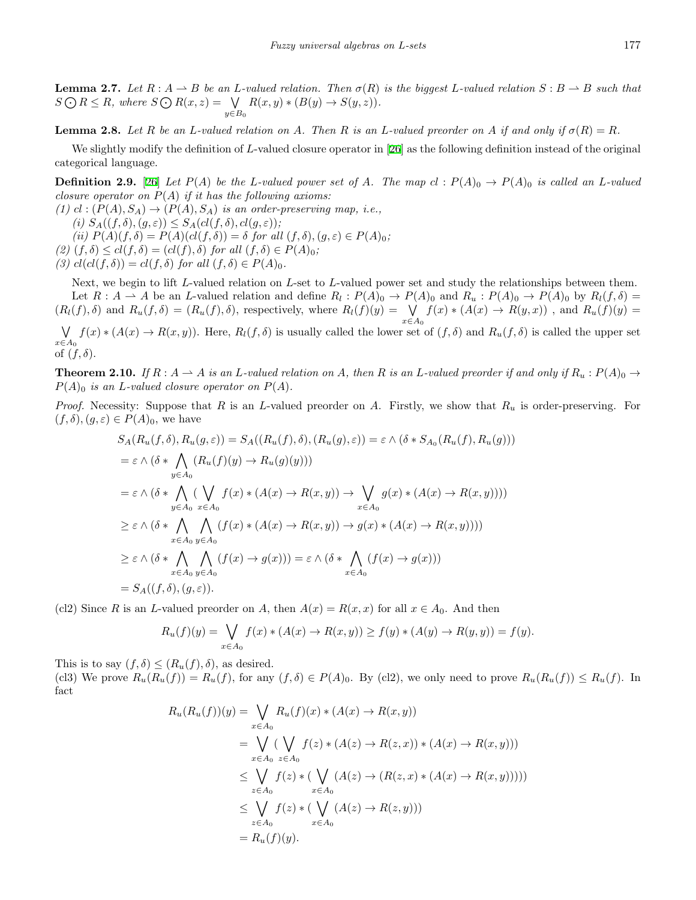**Lemma 2.7.** *Let $R : A \rightharpoonup B$ be an $L$-valued relation. Then $\sigma(R)$ is the biggest $L$-valued relation $S : B \rightharpoonup B$ such that $S \bigodot R \leq R$, where $S \bigodot R(x,z) = \bigvee_{y \in B_0} R(x,y) * (B(y) \to S(y,z))$.*

**Lemma 2.8.** *Let $R$ be an $L$-valued relation on $A$. Then $R$ is an $L$-valued preorder on $A$ if and only if $\sigma(R) = R$.*

We slightly modify the definition of $L$-valued closure operator in [26] as the following definition instead of the original categorical language.

**Definition 2.9.** [26] *Let $P(A)$ be the $L$-valued power set of $A$. The map $cl : P(A)_0 \to P(A)_0$ is called an $L$-valued closure operator on $P(A)$ if it has the following axioms:*

*(1) $cl : (P(A), S_A) \to (P(A), S_A)$ is an order-preserving map, i.e.,*

*(i) $S_A((f,\delta),(g,\varepsilon)) \leq S_A(cl(f,\delta), cl(g,\varepsilon))$;*

*(ii) $P(A)(f,\delta) = P(A)(cl(f,\delta)) = \delta$ for all $(f,\delta),(g,\varepsilon) \in P(A)_0$;*

*(2) $(f,\delta) \leq cl(f,\delta) = (cl(f),\delta)$ for all $(f,\delta) \in P(A)_0$;*

*(3) $cl(cl(f,\delta)) = cl(f,\delta)$ for all $(f,\delta) \in P(A)_0$.*

Next, we begin to lift $L$-valued relation on $L$-set to $L$-valued power set and study the relationships between them.

Let $R : A \rightharpoonup A$ be an $L$-valued relation and define $R_l : P(A)_0 \to P(A)_0$ and $R_u : P(A)_0 \to P(A)_0$ by $R_l(f,\delta) = (R_l(f),\delta)$ and $R_u(f,\delta) = (R_u(f),\delta)$, respectively, where $R_l(f)(y) = \bigvee_{x \in A_0} f(x) * (A(x) \to R(y,x))$ , and $R_u(f)(y) = \bigvee_{x \in A_0} f(x) * (A(x) \to R(x,y))$. Here, $R_l(f,\delta)$ is usually called the lower set of $(f,\delta)$ and $R_u(f,\delta)$ is called the upper set of $(f,\delta)$.

**Theorem 2.10.** *If $R : A \rightharpoonup A$ is an $L$-valued relation on $A$, then $R$ is an $L$-valued preorder if and only if $R_u : P(A)_0 \to P(A)_0$ is an $L$-valued closure operator on $P(A)$.*

*Proof.* Necessity: Suppose that $R$ is an $L$-valued preorder on $A$. Firstly, we show that $R_u$ is order-preserving. For $(f,\delta),(g,\varepsilon) \in P(A)_0$, we have

$$
\begin{aligned}
& S_A(R_u(f,\delta), R_u(g,\varepsilon)) = S_A((R_u(f),\delta),(R_u(g),\varepsilon)) = \varepsilon \wedge (\delta * S_{A_0}(R_u(f), R_u(g))) \\
&= \varepsilon \wedge (\delta * \bigwedge_{y \in A_0} (R_u(f)(y) \to R_u(g)(y))) \\
&= \varepsilon \wedge (\delta * \bigwedge_{y \in A_0} (\bigvee_{x \in A_0} f(x) * (A(x) \to R(x,y)) \to \bigvee_{x \in A_0} g(x) * (A(x) \to R(x,y)))) \\
&\geq \varepsilon \wedge (\delta * \bigwedge_{x \in A_0} \bigwedge_{y \in A_0} (f(x) * (A(x) \to R(x,y)) \to g(x) * (A(x) \to R(x,y)))) \\
&\geq \varepsilon \wedge (\delta * \bigwedge_{x \in A_0} \bigwedge_{y \in A_0} (f(x) \to g(x))) = \varepsilon \wedge (\delta * \bigwedge_{x \in A_0} (f(x) \to g(x))) \\
&= S_A((f,\delta),(g,\varepsilon)).
\end{aligned}
$$

(cl2) Since $R$ is an $L$-valued preorder on $A$, then $A(x) = R(x,x)$ for all $x \in A_0$. And then

$$
R_u(f)(y) = \bigvee_{x \in A_0} f(x) * (A(x) \to R(x,y)) \geq f(y) * (A(y) \to R(y,y)) = f(y).
$$

This is to say $(f,\delta) \leq (R_u(f),\delta)$, as desired.

(cl3) We prove $R_u(R_u(f)) = R_u(f)$, for any $(f,\delta) \in P(A)_0$. By (cl2), we only need to prove $R_u(R_u(f)) \leq R_u(f)$. In fact

$$
\begin{aligned}
R_u(R_u(f))(y) &= \bigvee_{x \in A_0} R_u(f)(x) * (A(x) \to R(x,y)) \\
&= \bigvee_{x \in A_0} (\bigvee_{z \in A_0} f(z) * (A(z) \to R(z,x)) * (A(x) \to R(x,y))) \\
&\leq \bigvee_{z \in A_0} f(z) * (\bigvee_{x \in A_0} (A(z) \to (R(z,x) * (A(x) \to R(x,y))))) \\
&\leq \bigvee_{z \in A_0} f(z) * (\bigvee_{x \in A_0} (A(z) \to R(z,y))) \\
&= R_u(f)(y).
\end{aligned}
$$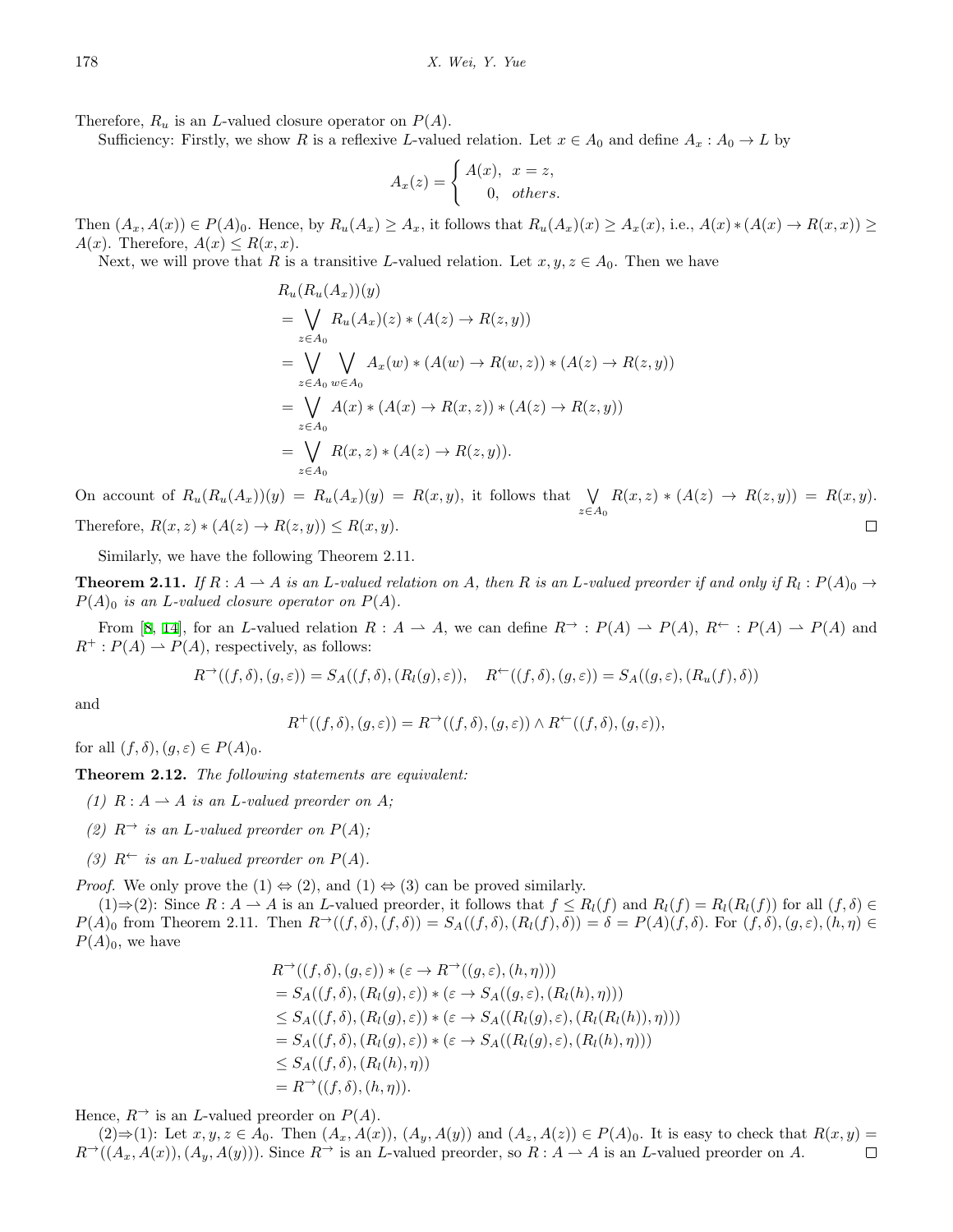Therefore, $R_u$ is an $L$-valued closure operator on $P(A)$.

Sufficiency: Firstly, we show $R$ is a reflexive $L$-valued relation. Let $x \in A_0$ and define $A_x : A_0 \to L$ by

$$A_x(z) = \begin{cases} A(x), & x = z, \\ 0, & others. \end{cases}$$

Then $(A_x, A(x)) \in P(A)_0$. Hence, by $R_u(A_x) \geq A_x$, it follows that $R_u(A_x)(x) \geq A_x(x)$, i.e., $A(x) * (A(x) \to R(x,x)) \geq A(x)$. Therefore, $A(x) \leq R(x,x)$.

Next, we will prove that $R$ is a transitive $L$-valued relation. Let $x, y, z \in A_0$. Then we have

$$\begin{aligned}
& R_u(R_u(A_x))(y) \\
&= \bigvee_{z \in A_0} R_u(A_x)(z) * (A(z) \to R(z,y)) \\
&= \bigvee_{z \in A_0} \bigvee_{w \in A_0} A_x(w) * (A(w) \to R(w,z)) * (A(z) \to R(z,y)) \\
&= \bigvee_{z \in A_0} A(x) * (A(x) \to R(x,z)) * (A(z) \to R(z,y)) \\
&= \bigvee_{z \in A_0} R(x,z) * (A(z) \to R(z,y)).
\end{aligned}$$

On account of $R_u(R_u(A_x))(y) = R_u(A_x)(y) = R(x,y)$, it follows that $\bigvee_{z \in A_0} R(x,z) * (A(z) \to R(z,y)) = R(x,y)$. Therefore, $R(x,z) * (A(z) \to R(z,y)) \leq R(x,y)$. □

Similarly, we have the following Theorem 2.11.

**Theorem 2.11.** *If $R : A \rightharpoonup A$ is an $L$-valued relation on $A$, then $R$ is an $L$-valued preorder if and only if $R_l : P(A)_0 \to P(A)_0$ is an $L$-valued closure operator on $P(A)$.*

From [8, 14], for an $L$-valued relation $R : A \rightharpoonup A$, we can define $R^{\to} : P(A) \rightharpoonup P(A)$, $R^{\leftarrow} : P(A) \rightharpoonup P(A)$ and $R^{+} : P(A) \rightharpoonup P(A)$, respectively, as follows:

$$R^{\to}((f,\delta),(g,\varepsilon)) = S_A((f,\delta),(R_l(g),\varepsilon)), \quad R^{\leftarrow}((f,\delta),(g,\varepsilon)) = S_A((g,\varepsilon),(R_u(f),\delta))$$

and

$$R^{+}((f,\delta),(g,\varepsilon)) = R^{\to}((f,\delta),(g,\varepsilon)) \wedge R^{\leftarrow}((f,\delta),(g,\varepsilon)),$$

for all $(f,\delta),(g,\varepsilon) \in P(A)_0$.

**Theorem 2.12.** *The following statements are equivalent:*

*(1) $R : A \rightharpoonup A$ is an $L$-valued preorder on $A$;*

*(2) $R^{\to}$ is an $L$-valued preorder on $P(A)$;*

*(3) $R^{\leftarrow}$ is an $L$-valued preorder on $P(A)$.*

*Proof.* We only prove the (1) ⇔ (2), and (1) ⇔ (3) can be proved similarly.

(1)⇒(2): Since $R : A \rightharpoonup A$ is an $L$-valued preorder, it follows that $f \leq R_l(f)$ and $R_l(f) = R_l(R_l(f))$ for all $(f,\delta) \in P(A)_0$ from Theorem 2.11. Then $R^{\to}((f,\delta),(f,\delta)) = S_A((f,\delta),(R_l(f),\delta)) = \delta = P(A)(f,\delta)$. For $(f,\delta),(g,\varepsilon),(h,\eta) \in P(A)_0$, we have

$$\begin{aligned}
& R^{\to}((f,\delta),(g,\varepsilon)) * (\varepsilon \to R^{\to}((g,\varepsilon),(h,\eta))) \\
&= S_A((f,\delta),(R_l(g),\varepsilon)) * (\varepsilon \to S_A((g,\varepsilon),(R_l(h),\eta))) \\
&\leq S_A((f,\delta),(R_l(g),\varepsilon)) * (\varepsilon \to S_A((R_l(g),\varepsilon),(R_l(R_l(h)),\eta))) \\
&= S_A((f,\delta),(R_l(g),\varepsilon)) * (\varepsilon \to S_A((R_l(g),\varepsilon),(R_l(h),\eta))) \\
&\leq S_A((f,\delta),(R_l(h),\eta)) \\
&= R^{\to}((f,\delta),(h,\eta)).
\end{aligned}$$

Hence, $R^{\to}$ is an $L$-valued preorder on $P(A)$.

(2)⇒(1): Let $x, y, z \in A_0$. Then $(A_x, A(x))$, $(A_y, A(y))$ and $(A_z, A(z)) \in P(A)_0$. It is easy to check that $R(x,y) = R^{\to}((A_x, A(x)),(A_y, A(y)))$. Since $R^{\to}$ is an $L$-valued preorder, so $R : A \rightharpoonup A$ is an $L$-valued preorder on $A$. □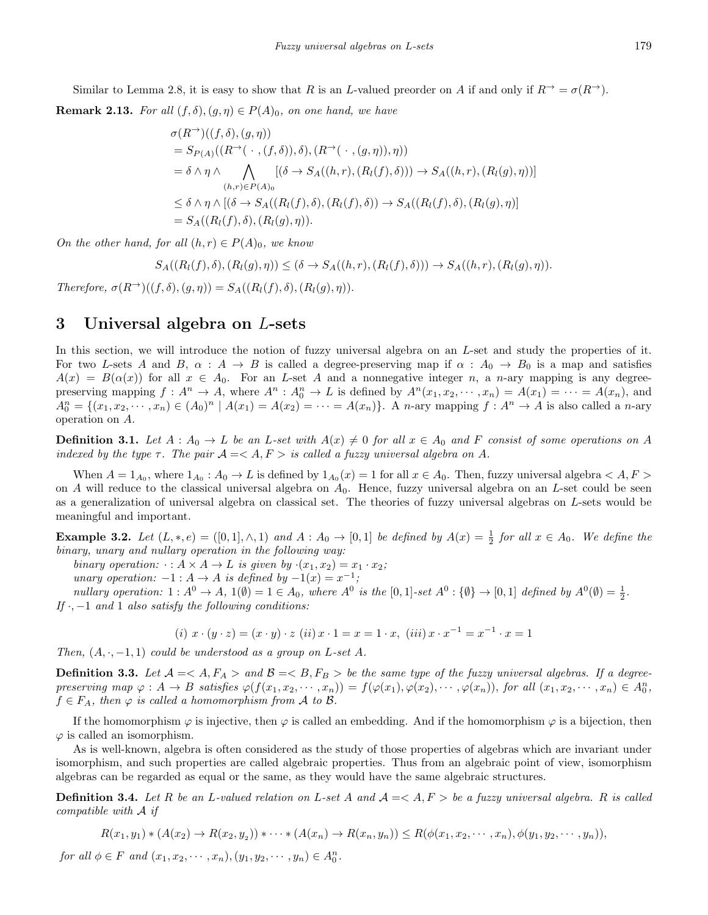Similar to Lemma 2.8, it is easy to show that $R$ is an $L$-valued preorder on $A$ if and only if $R^{\rightarrow} = \sigma(R^{\rightarrow})$.

**Remark 2.13.** *For all $(f,\delta),(g,\eta) \in P(A)_0$, on one hand, we have*

$$
\begin{aligned}
&\sigma(R^{\rightarrow})((f,\delta),(g,\eta)) \\
&= S_{P(A)}((R^{\rightarrow}(\ \cdot\ ,(f,\delta)),\delta),(R^{\rightarrow}(\ \cdot\ ,(g,\eta)),\eta)) \\
&= \delta \wedge \eta \wedge \bigwedge_{(h,r)\in P(A)_0} [(\delta \rightarrow S_A((h,r),(R_l(f),\delta))) \rightarrow S_A((h,r),(R_l(g),\eta))] \\
&\leq \delta \wedge \eta \wedge [(\delta \rightarrow S_A((R_l(f),\delta),(R_l(f),\delta)) \rightarrow S_A((R_l(f),\delta),(R_l(g),\eta)] \\
&= S_A((R_l(f),\delta),(R_l(g),\eta)).
\end{aligned}
$$

*On the other hand, for all $(h,r) \in P(A)_0$, we know*

$$S_A((R_l(f),\delta),(R_l(g),\eta)) \leq (\delta \rightarrow S_A((h,r),(R_l(f),\delta))) \rightarrow S_A((h,r),(R_l(g),\eta)).$$

*Therefore, $\sigma(R^{\rightarrow})((f,\delta),(g,\eta)) = S_A((R_l(f),\delta),(R_l(g),\eta))$.*

# 3 Universal algebra on $L$-sets

In this section, we will introduce the notion of fuzzy universal algebra on an $L$-set and study the properties of it. For two $L$-sets $A$ and $B$, $\alpha : A \rightarrow B$ is called a degree-preserving map if $\alpha : A_0 \rightarrow B_0$ is a map and satisfies $A(x) = B(\alpha(x))$ for all $x \in A_0$. For an $L$-set $A$ and a nonnegative integer $n$, a $n$-ary mapping is any degree-preserving mapping $f : A^n \rightarrow A$, where $A^n : A_0^n \rightarrow L$ is defined by $A^n(x_1, x_2, \cdots, x_n) = A(x_1) = \cdots = A(x_n)$, and $A_0^n = \{(x_1, x_2, \cdots, x_n) \in (A_0)^n \mid A(x_1) = A(x_2) = \cdots = A(x_n)\}$. A $n$-ary mapping $f : A^n \rightarrow A$ is also called a $n$-ary operation on $A$.

**Definition 3.1.** *Let $A : A_0 \rightarrow L$ be an $L$-set with $A(x) \neq 0$ for all $x \in A_0$ and $F$ consist of some operations on $A$ indexed by the type $\tau$. The pair $\mathcal{A} =< A, F >$ is called a fuzzy universal algebra on $A$.*

When $A = 1_{A_0}$, where $1_{A_0} : A_0 \rightarrow L$ is defined by $1_{A_0}(x) = 1$ for all $x \in A_0$. Then, fuzzy universal algebra $< A, F >$ on $A$ will reduce to the classical universal algebra on $A_0$. Hence, fuzzy universal algebra on an $L$-set could be seen as a generalization of universal algebra on classical set. The theories of fuzzy universal algebras on $L$-sets would be meaningful and important.

**Example 3.2.** *Let $(L, *, e) = ([0,1], \wedge, 1)$ and $A : A_0 \rightarrow [0,1]$ be defined by $A(x) = \frac{1}{2}$ for all $x \in A_0$. We define the binary, unary and nullary operation in the following way:*

*binary operation: $\cdot : A \times A \rightarrow L$ is given by $\cdot(x_1, x_2) = x_1 \cdot x_2$;*

*unary operation: $-1 : A \rightarrow A$ is defined by $-1(x) = x^{-1}$;*

*nullary operation: $1 : A^0 \rightarrow A$, $1(\emptyset) = 1 \in A_0$, where $A^0$ is the $[0,1]$-set $A^0 : \{\emptyset\} \rightarrow [0,1]$ defined by $A^0(\emptyset) = \frac{1}{2}$. If $\cdot, -1$ and $1$ also satisfy the following conditions:*

$$(i)\ x \cdot (y \cdot z) = (x \cdot y) \cdot z \ \ (ii)\ x \cdot 1 = x = 1 \cdot x, \ \ (iii)\ x \cdot x^{-1} = x^{-1} \cdot x = 1$$

*Then, $(A, \cdot, -1, 1)$ could be understood as a group on $L$-set $A$.*

**Definition 3.3.** *Let $\mathcal{A} =< A, F_A >$ and $\mathcal{B} =< B, F_B >$ be the same type of the fuzzy universal algebras. If a degree-preserving map $\varphi : A \rightarrow B$ satisfies $\varphi(f(x_1, x_2, \cdots, x_n)) = f(\varphi(x_1), \varphi(x_2), \cdots, \varphi(x_n))$, for all $(x_1, x_2, \cdots, x_n) \in A_0^n$, $f \in F_A$, then $\varphi$ is called a homomorphism from $\mathcal{A}$ to $\mathcal{B}$.*

If the homomorphism $\varphi$ is injective, then $\varphi$ is called an embedding. And if the homomorphism $\varphi$ is a bijection, then $\varphi$ is called an isomorphism.

As is well-known, algebra is often considered as the study of those properties of algebras which are invariant under isomorphism, and such properties are called algebraic properties. Thus from an algebraic point of view, isomorphism algebras can be regarded as equal or the same, as they would have the same algebraic structures.

**Definition 3.4.** *Let $R$ be an $L$-valued relation on $L$-set $A$ and $\mathcal{A} =< A, F >$ be a fuzzy universal algebra. $R$ is called compatible with $\mathcal{A}$ if*

$$R(x_1, y_1) * (A(x_2) \rightarrow R(x_2, y_2)) * \cdots * (A(x_n) \rightarrow R(x_n, y_n)) \leq R(\phi(x_1, x_2, \cdots, x_n), \phi(y_1, y_2, \cdots, y_n)),$$

*for all $\phi \in F$ and $(x_1, x_2, \cdots, x_n), (y_1, y_2, \cdots, y_n) \in A_0^n$.*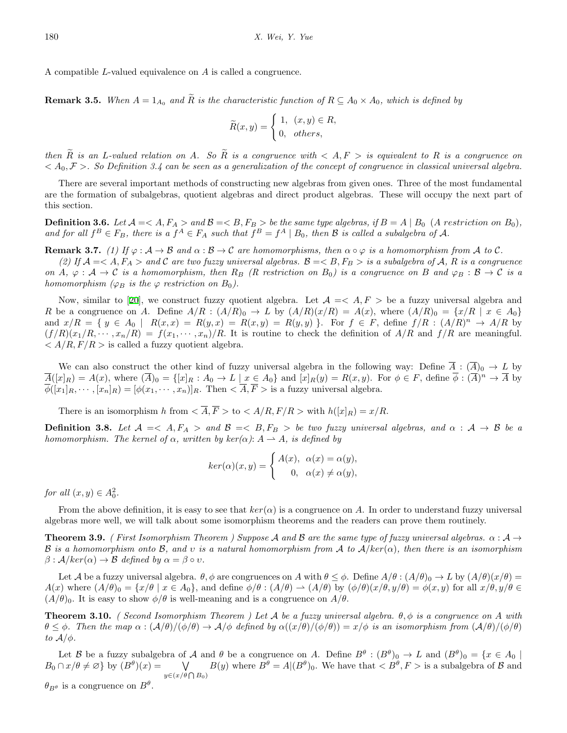A compatible $L$-valued equivalence on $A$ is called a congruence.

**Remark 3.5.** *When $A = 1_{A_0}$ and $\widetilde{R}$ is the characteristic function of $R \subseteq A_0 \times A_0$, which is defined by*

$$\widetilde{R}(x, y) = \begin{cases} 1, & (x, y) \in R, \\ 0, & others, \end{cases}$$

*then $\widetilde{R}$ is an $L$-valued relation on $A$. So $\widetilde{R}$ is a congruence with $< A, F >$ is equivalent to $R$ is a congruence on $< A_0, \mathcal{F} >$. So Definition 3.4 can be seen as a generalization of the concept of congruence in classical universal algebra.*

There are several important methods of constructing new algebras from given ones. Three of the most fundamental are the formation of subalgebras, quotient algebras and direct product algebras. These will occupy the next part of this section.

**Definition 3.6.** *Let $\mathcal{A} =< A, F_A >$ and $\mathcal{B} =< B, F_B >$ be the same type algebras, if $B = A \mid B_0$ ($A$ restriction on $B_0$), and for all $f^B \in F_B$, there is a $f^A \in F_A$ such that $f^B = f^A \mid B_0$, then $\mathcal{B}$ is called a subalgebra of $\mathcal{A}$.*

**Remark 3.7.** *(1) If $\varphi : \mathcal{A} \to \mathcal{B}$ and $\alpha : \mathcal{B} \to \mathcal{C}$ are homomorphisms, then $\alpha \circ \varphi$ is a homomorphism from $\mathcal{A}$ to $\mathcal{C}$.*

*(2) If $\mathcal{A} =< A, F_A >$ and $\mathcal{C}$ are two fuzzy universal algebras. $\mathcal{B} =< B, F_B >$ is a subalgebra of $\mathcal{A}$, $R$ is a congruence on $A$, $\varphi : \mathcal{A} \to \mathcal{C}$ is a homomorphism, then $R_B$ ($R$ restriction on $B_0$) is a congruence on $B$ and $\varphi_B : \mathcal{B} \to \mathcal{C}$ is a homomorphism ($\varphi_B$ is the $\varphi$ restriction on $B_0$).*

Now, similar to [20], we construct fuzzy quotient algebra. Let $\mathcal{A} =< A, F >$ be a fuzzy universal algebra and $R$ be a congruence on $A$. Define $A/R : (A/R)_0 \to L$ by $(A/R)(x/R) = A(x)$, where $(A/R)_0 = \{x/R \mid x \in A_0\}$ and $x/R = \{ y \in A_0 \mid R(x, x) = R(y, x) = R(x, y) = R(y, y) \}$. For $f \in F$, define $f/R : (A/R)^n \to A/R$ by $(f/R)(x_1/R, \cdots, x_n/R) = f(x_1, \cdots, x_n)/R$. It is routine to check the definition of $A/R$ and $f/R$ are meaningful. $< A/R, F/R >$ is called a fuzzy quotient algebra.

We can also construct the other kind of fuzzy universal algebra in the following way: Define $\overline{A} : (\overline{A})_0 \to L$ by $\overline{A}([x]_R) = A(x)$, where $(\overline{A})_0 = \{[x]_R : A_0 \to L \mid x \in A_0\}$ and $[x]_R(y) = R(x, y)$. For $\phi \in F$, define $\overline{\phi} : (\overline{A})^n \to \overline{A}$ by $\overline{\phi}([x_1]_R, \cdots, [x_n]_R) = [\phi(x_1, \cdots, x_n)]_R$. Then $< \overline{A}, \overline{F} >$ is a fuzzy universal algebra.

There is an isomorphism $h$ from $< \overline{A}, \overline{F} >$ to $< A/R, F/R >$ with $h([x]_R) = x/R$.

**Definition 3.8.** *Let $\mathcal{A} =< A, F_A >$ and $\mathcal{B} =< B, F_B >$ be two fuzzy universal algebras, and $\alpha : \mathcal{A} \to \mathcal{B}$ be a homomorphism. The kernel of $\alpha$, written by $ker(\alpha)$: $A \rightharpoonup A$, is defined by*

$$ker(\alpha)(x, y) = \begin{cases} A(x), & \alpha(x) = \alpha(y), \\ 0, & \alpha(x) \neq \alpha(y), \end{cases}$$

*for all $(x, y) \in A_0^2$.*

From the above definition, it is easy to see that $ker(\alpha)$ is a congruence on $A$. In order to understand fuzzy universal algebras more well, we will talk about some isomorphism theorems and the readers can prove them routinely.

**Theorem 3.9.** *( First Isomorphism Theorem ) Suppose $\mathcal{A}$ and $\mathcal{B}$ are the same type of fuzzy universal algebras. $\alpha : \mathcal{A} \to \mathcal{B}$ is a homomorphism onto $\mathcal{B}$, and $\upsilon$ is a natural homomorphism from $\mathcal{A}$ to $\mathcal{A}/ker(\alpha)$, then there is an isomorphism $\beta : \mathcal{A}/ker(\alpha) \to \mathcal{B}$ defined by $\alpha = \beta \circ \upsilon$.*

Let $\mathcal{A}$ be a fuzzy universal algebra. $\theta, \phi$ are congruences on $A$ with $\theta \leq \phi$. Define $A/\theta : (A/\theta)_0 \to L$ by $(A/\theta)(x/\theta) = A(x)$ where $(A/\theta)_0 = \{x/\theta \mid x \in A_0\}$, and define $\phi/\theta : (A/\theta) \rightharpoonup (A/\theta)$ by $(\phi/\theta)(x/\theta, y/\theta) = \phi(x, y)$ for all $x/\theta, y/\theta \in (A/\theta)_0$. It is easy to show $\phi/\theta$ is well-meaning and is a congruence on $A/\theta$.

**Theorem 3.10.** *( Second Isomorphism Theorem ) Let $\mathcal{A}$ be a fuzzy universal algebra. $\theta, \phi$ is a congruence on $A$ with $\theta \leq \phi$. Then the map $\alpha : (\mathcal{A}/\theta)/(\phi/\theta) \to \mathcal{A}/\phi$ defined by $\alpha((x/\theta)/(\phi/\theta)) = x/\phi$ is an isomorphism from $(\mathcal{A}/\theta)/(\phi/\theta)$ to $\mathcal{A}/\phi$.*

Let $\mathcal{B}$ be a fuzzy subalgebra of $\mathcal{A}$ and $\theta$ be a congruence on $A$. Define $B^\theta : (B^\theta)_0 \to L$ and $(B^\theta)_0 = \{x \in A_0 \mid B_0 \cap x/\theta \neq \varnothing\}$ by $(B^\theta)(x) = \bigvee_{y \in (x/\theta \bigcap B_0)} B(y)$ where $B^\theta = A|(B^\theta)_0$. We have that $< B^\theta, F >$ is a subalgebra of $\mathcal{B}$ and $\theta_{B^\theta}$ is a congruence on $B^\theta$.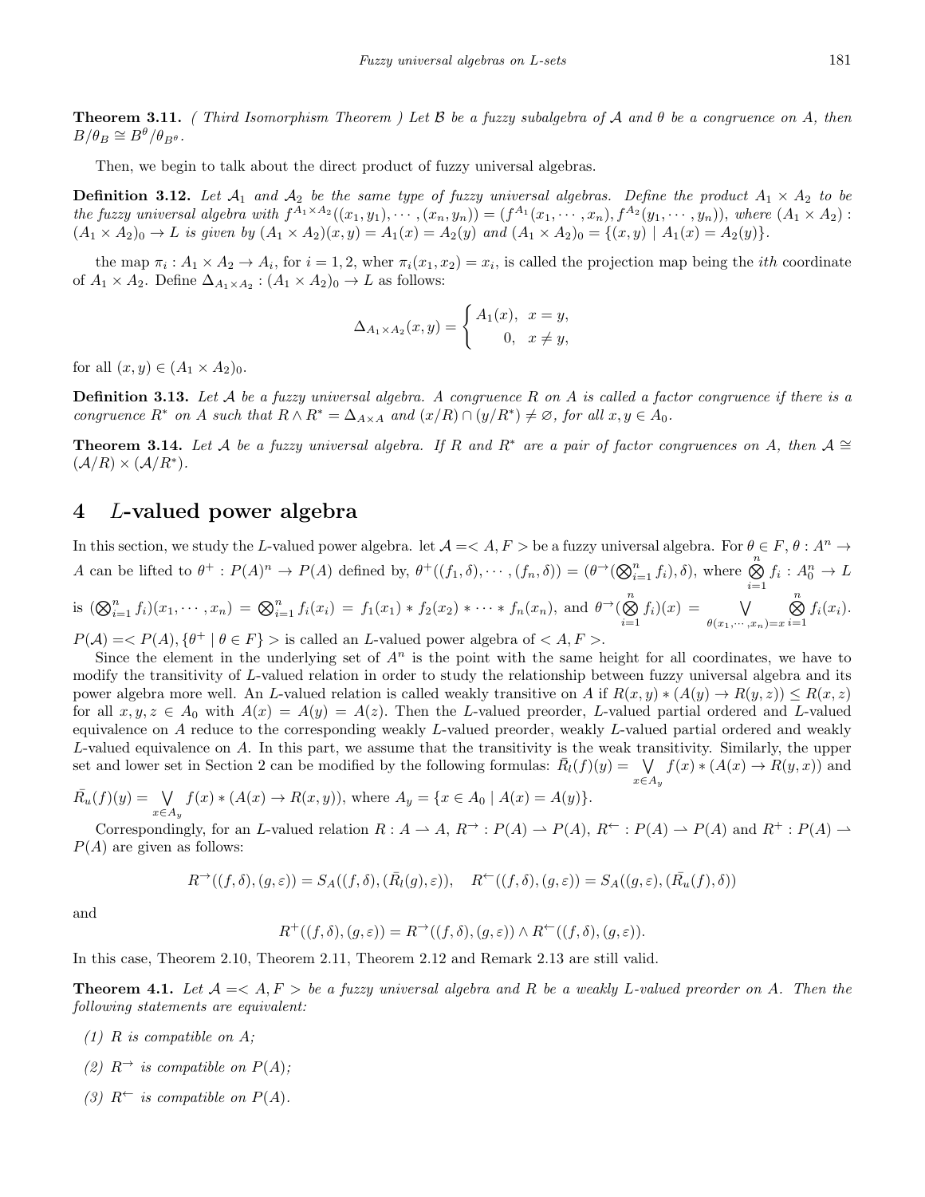**Theorem 3.11.** *( Third Isomorphism Theorem ) Let $\mathcal{B}$ be a fuzzy subalgebra of $\mathcal{A}$ and $\theta$ be a congruence on $A$, then $B/\theta_B \cong B^\theta/\theta_{B^\theta}$.*

Then, we begin to talk about the direct product of fuzzy universal algebras.

**Definition 3.12.** *Let $\mathcal{A}_1$ and $\mathcal{A}_2$ be the same type of fuzzy universal algebras. Define the product $A_1 \times A_2$ to be the fuzzy universal algebra with $f^{A_1\times A_2}((x_1, y_1), \cdots, (x_n, y_n)) = (f^{A_1}(x_1, \cdots, x_n), f^{A_2}(y_1, \cdots, y_n))$, where $(A_1 \times A_2) : (A_1 \times A_2)_0 \to L$ is given by $(A_1 \times A_2)(x, y) = A_1(x) = A_2(y)$ and $(A_1 \times A_2)_0 = \{(x, y) \mid A_1(x) = A_2(y)\}$.*

the map $\pi_i : A_1 \times A_2 \to A_i$, for $i = 1, 2$, wher $\pi_i(x_1, x_2) = x_i$, is called the projection map being the *ith* coordinate of $A_1 \times A_2$. Define $\Delta_{A_1\times A_2} : (A_1 \times A_2)_0 \to L$ as follows:

$$\Delta_{A_1\times A_2}(x, y) = \begin{cases} A_1(x), & x = y, \\ 0, & x \neq y, \end{cases}$$

for all $(x, y) \in (A_1 \times A_2)_0$.

**Definition 3.13.** *Let $\mathcal{A}$ be a fuzzy universal algebra. A congruence $R$ on $A$ is called a factor congruence if there is a congruence $R^*$ on $A$ such that $R \wedge R^* = \Delta_{A\times A}$ and $(x/R) \cap (y/R^*) \neq \varnothing$, for all $x, y \in A_0$.*

**Theorem 3.14.** *Let $\mathcal{A}$ be a fuzzy universal algebra. If $R$ and $R^*$ are a pair of factor congruences on $A$, then $\mathcal{A} \cong (\mathcal{A}/R) \times (\mathcal{A}/R^*)$.*

# 4 $L$-valued power algebra

In this section, we study the $L$-valued power algebra. let $\mathcal{A} =< A, F >$ be a fuzzy universal algebra. For $\theta \in F$, $\theta : A^n \to A$ can be lifted to $\theta^+ : P(A)^n \to P(A)$ defined by, $\theta^+((f_1, \delta), \cdots, (f_n, \delta)) = (\theta^\to(\bigotimes_{i=1}^n f_i), \delta)$, where $\bigotimes\limits_{i=1}^n f_i : A_0^n \to L$ is $(\bigotimes_{i=1}^n f_i)(x_1, \cdots, x_n) = \bigotimes_{i=1}^n f_i(x_i) = f_1(x_1) * f_2(x_2) * \cdots * f_n(x_n)$, and $\theta^\to(\bigotimes\limits_{i=1}^n f_i)(x) = \bigvee\limits_{\theta(x_1,\cdots,x_n)=x} \bigotimes\limits_{i=1}^n f_i(x_i)$. $P(\mathcal{A}) =< P(A), \{\theta^+ \mid \theta \in F\} >$ is called an $L$-valued power algebra of $< A, F >$.

Since the element in the underlying set of $A^n$ is the point with the same height for all coordinates, we have to modify the transitivity of $L$-valued relation in order to study the relationship between fuzzy universal algebra and its power algebra more well. An $L$-valued relation is called weakly transitive on $A$ if $R(x, y) * (A(y) \to R(y, z)) \leq R(x, z)$ for all $x, y, z \in A_0$ with $A(x) = A(y) = A(z)$. Then the $L$-valued preorder, $L$-valued partial ordered and $L$-valued equivalence on $A$ reduce to the corresponding weakly $L$-valued preorder, weakly $L$-valued partial ordered and weakly $L$-valued equivalence on $A$. In this part, we assume that the transitivity is the weak transitivity. Similarly, the upper set and lower set in Section 2 can be modified by the following formulas: $\bar{R}_l(f)(y) = \bigvee\limits_{x\in A_y} f(x) * (A(x) \to R(y, x))$ and $\bar{R_u}(f)(y) = \bigvee\limits_{x\in A_y} f(x) * (A(x) \to R(x, y))$, where $A_y = \{x \in A_0 \mid A(x) = A(y)\}$.

Correspondingly, for an $L$-valued relation $R : A \rightharpoonup A$, $R^\to : P(A) \rightharpoonup P(A)$, $R^\leftarrow : P(A) \rightharpoonup P(A)$ and $R^+ : P(A) \rightharpoonup P(A)$ are given as follows:

$$R^\to((f, \delta), (g, \varepsilon)) = S_A((f, \delta), (\bar{R}_l(g), \varepsilon)), \quad R^\leftarrow((f, \delta), (g, \varepsilon)) = S_A((g, \varepsilon), (\bar{R_u}(f), \delta))$$

and

$$R^+((f, \delta), (g, \varepsilon)) = R^\to((f, \delta), (g, \varepsilon)) \wedge R^\leftarrow((f, \delta), (g, \varepsilon)).$$

In this case, Theorem 2.10, Theorem 2.11, Theorem 2.12 and Remark 2.13 are still valid.

**Theorem 4.1.** *Let $\mathcal{A} =< A, F >$ be a fuzzy universal algebra and $R$ be a weakly $L$-valued preorder on $A$. Then the following statements are equivalent:*

*(1) $R$ is compatible on $A$;*

*(2) $R^\to$ is compatible on $P(A)$;*

*(3) $R^\leftarrow$ is compatible on $P(A)$.*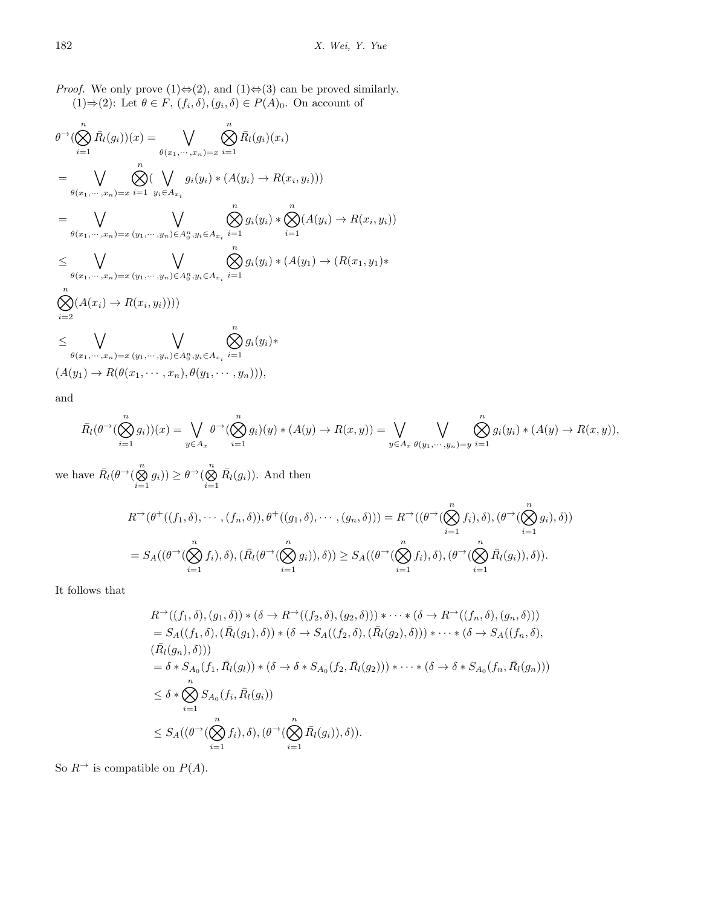*Proof.* We only prove (1)⇔(2), and (1)⇔(3) can be proved similarly.

(1)⇒(2): Let $\theta \in F$, $(f_i, \delta), (g_i, \delta) \in P(A)_0$. On account of

$$\theta^{\rightarrow}(\bigotimes_{i=1}^{n} \bar{R}_l(g_i))(x) = \bigvee_{\theta(x_1,\cdots,x_n)=x} \bigotimes_{i=1}^{n} \bar{R}_l(g_i)(x_i)$$

$$= \bigvee_{\theta(x_1,\cdots,x_n)=x} \bigotimes_{i=1}^{n} (\bigvee_{y_i \in A_{x_i}} g_i(y_i) * (A(y_i) \rightarrow R(x_i, y_i)))$$

$$= \bigvee_{\theta(x_1,\cdots,x_n)=x} \bigvee_{(y_1,\cdots,y_n)\in A_0^n, y_i \in A_{x_i}} \bigotimes_{i=1}^{n} g_i(y_i) * \bigotimes_{i=1}^{n} (A(y_i) \rightarrow R(x_i, y_i))$$

$$\leq \bigvee_{\theta(x_1,\cdots,x_n)=x} \bigvee_{(y_1,\cdots,y_n)\in A_0^n, y_i \in A_{x_i}} \bigotimes_{i=1}^{n} g_i(y_i) * (A(y_1) \rightarrow (R(x_1, y_1) *$$

$$\bigotimes_{i=2}^{n} (A(x_i) \rightarrow R(x_i, y_i))))$$

$$\leq \bigvee_{\theta(x_1,\cdots,x_n)=x} \bigvee_{(y_1,\cdots,y_n)\in A_0^n, y_i \in A_{x_i}} \bigotimes_{i=1}^{n} g_i(y_i) *$$

$$(A(y_1) \rightarrow R(\theta(x_1, \cdots, x_n), \theta(y_1, \cdots, y_n))),$$

and

$$\bar{R}_l(\theta^{\rightarrow}(\bigotimes_{i=1}^{n} g_i))(x) = \bigvee_{y \in A_x} \theta^{\rightarrow}(\bigotimes_{i=1}^{n} g_i)(y) * (A(y) \rightarrow R(x, y)) = \bigvee_{y \in A_x} \bigvee_{\theta(y_1,\cdots,y_n)=y} \bigotimes_{i=1}^{n} g_i(y_i) * (A(y) \rightarrow R(x, y)),$$

we have $\bar{R}_l(\theta^{\rightarrow}(\bigotimes_{i=1}^{n} g_i)) \geq \theta^{\rightarrow}(\bigotimes_{i=1}^{n} \bar{R}_l(g_i))$. And then

$$R^{\rightarrow}(\theta^{+}((f_1, \delta), \cdots, (f_n, \delta)), \theta^{+}((g_1, \delta), \cdots, (g_n, \delta))) = R^{\rightarrow}((\theta^{\rightarrow}(\bigotimes_{i=1}^{n} f_i), \delta), (\theta^{\rightarrow}(\bigotimes_{i=1}^{n} g_i), \delta))$$

$$= S_A((\theta^{\rightarrow}(\bigotimes_{i=1}^{n} f_i), \delta), (\bar{R}_l(\theta^{\rightarrow}(\bigotimes_{i=1}^{n} g_i)), \delta)) \geq S_A((\theta^{\rightarrow}(\bigotimes_{i=1}^{n} f_i), \delta), (\theta^{\rightarrow}(\bigotimes_{i=1}^{n} \bar{R}_l(g_i)), \delta)).$$

It follows that

$$R^{\rightarrow}((f_1, \delta), (g_1, \delta)) * (\delta \rightarrow R^{\rightarrow}((f_2, \delta), (g_2, \delta))) * \cdots * (\delta \rightarrow R^{\rightarrow}((f_n, \delta), (g_n, \delta)))$$

$$= S_A((f_1, \delta), (\bar{R}_l(g_1), \delta)) * (\delta \rightarrow S_A((f_2, \delta), (\bar{R}_l(g_2), \delta))) * \cdots * (\delta \rightarrow S_A((f_n, \delta), (\bar{R}_l(g_n), \delta)))$$

$$= \delta * S_{A_0}(f_1, \bar{R}_l(g_l)) * (\delta \rightarrow \delta * S_{A_0}(f_2, \bar{R}_l(g_2))) * \cdots * (\delta \rightarrow \delta * S_{A_0}(f_n, \bar{R}_l(g_n)))$$

$$\leq \delta * \bigotimes_{i=1}^{n} S_{A_0}(f_i, \bar{R}_l(g_i))$$

$$\leq S_A((\theta^{\rightarrow}(\bigotimes_{i=1}^{n} f_i), \delta), (\theta^{\rightarrow}(\bigotimes_{i=1}^{n} \bar{R}_l(g_i)), \delta)).$$

So $R^{\rightarrow}$ is compatible on $P(A)$.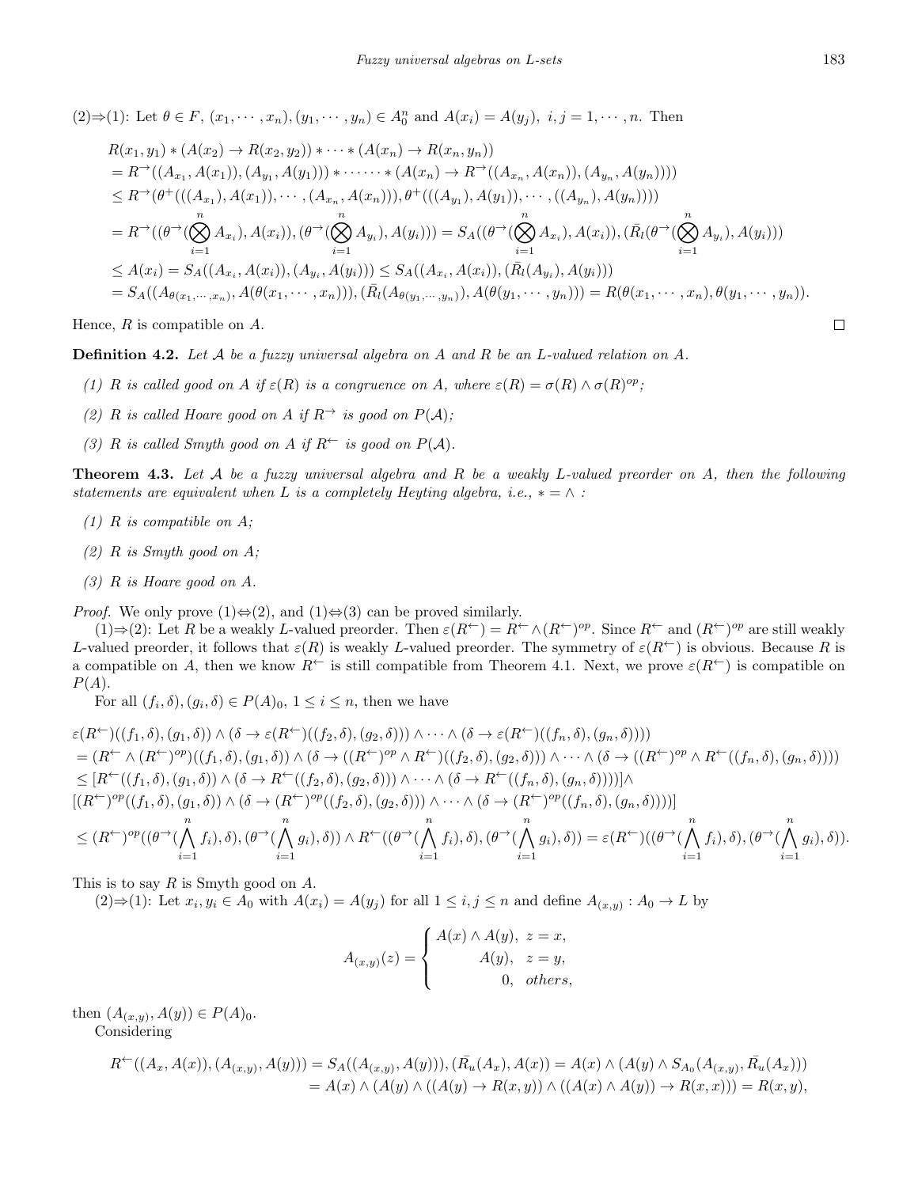(2)⇒(1): Let $\theta \in F$, $(x_1, \cdots, x_n), (y_1, \cdots, y_n) \in A_0^n$ and $A(x_i) = A(y_j)$, $i, j = 1, \cdots, n$. Then

$$
\begin{aligned}
&R(x_1, y_1) * (A(x_2) \to R(x_2, y_2)) * \cdots * (A(x_n) \to R(x_n, y_n)) \\
&= R^{\to}((A_{x_1}, A(x_1)), (A_{y_1}, A(y_1))) * \cdots\cdots * (A(x_n) \to R^{\to}((A_{x_n}, A(x_n)), (A_{y_n}, A(y_n)))) \\
&\leq R^{\to}(\theta^{+}(((A_{x_1}), A(x_1)), \cdots, (A_{x_n}, A(x_n))), \theta^{+}(((A_{y_1}), A(y_1)), \cdots, ((A_{y_n}, A(y_n)))) \\
&= R^{\to}((\theta^{\to}(\bigotimes_{i=1}^{n} A_{x_i}), A(x_i)), (\theta^{\to}(\bigotimes_{i=1}^{n} A_{y_i}), A(y_i))) = S_A((\theta^{\to}(\bigotimes_{i=1}^{n} A_{x_i}), A(x_i)), (\bar{R}_l(\theta^{\to}(\bigotimes_{i=1}^{n} A_{y_i}), A(y_i))) \\
&\leq A(x_i) = S_A((A_{x_i}, A(x_i)), (A_{y_i}, A(y_i))) \leq S_A((A_{x_i}, A(x_i)), (\bar{R}_l(A_{y_i}), A(y_i))) \\
&= S_A((A_{\theta(x_1, \cdots, x_n)}, A(\theta(x_1, \cdots, x_n))), (\bar{R}_l(A_{\theta(y_1, \cdots, y_n)}), A(\theta(y_1, \cdots, y_n))) = R(\theta(x_1, \cdots, x_n), \theta(y_1, \cdots, y_n)).
\end{aligned}
$$

Hence, $R$ is compatible on $A$. □

**Definition 4.2.** *Let $\mathcal{A}$ be a fuzzy universal algebra on $A$ and $R$ be an $L$-valued relation on $A$.*

*(1) $R$ is called good on $A$ if $\varepsilon(R)$ is a congruence on $A$, where $\varepsilon(R) = \sigma(R) \wedge \sigma(R)^{op}$;*

*(2) $R$ is called Hoare good on $A$ if $R^{\to}$ is good on $P(\mathcal{A})$;*

*(3) $R$ is called Smyth good on $A$ if $R^{\leftarrow}$ is good on $P(\mathcal{A})$.*

**Theorem 4.3.** *Let $\mathcal{A}$ be a fuzzy universal algebra and $R$ be a weakly $L$-valued preorder on $A$, then the following statements are equivalent when $L$ is a completely Heyting algebra, i.e., $* = \wedge$ :*

*(1) $R$ is compatible on $A$;*

*(2) $R$ is Smyth good on $A$;*

*(3) $R$ is Hoare good on $A$.*

*Proof.* We only prove (1)⇔(2), and (1)⇔(3) can be proved similarly.

(1)⇒(2): Let $R$ be a weakly $L$-valued preorder. Then $\varepsilon(R^{\leftarrow}) = R^{\leftarrow} \wedge (R^{\leftarrow})^{op}$. Since $R^{\leftarrow}$ and $(R^{\leftarrow})^{op}$ are still weakly $L$-valued preorder, it follows that $\varepsilon(R)$ is weakly $L$-valued preorder. The symmetry of $\varepsilon(R^{\leftarrow})$ is obvious. Because $R$ is a compatible on $A$, then we know $R^{\leftarrow}$ is still compatible from Theorem 4.1. Next, we prove $\varepsilon(R^{\leftarrow})$ is compatible on $P(A)$.

For all $(f_i, \delta), (g_i, \delta) \in P(A)_0$, $1 \leq i \leq n$, then we have

$$
\begin{aligned}
&\varepsilon(R^{\leftarrow})((f_1, \delta), (g_1, \delta)) \wedge (\delta \to \varepsilon(R^{\leftarrow})((f_2, \delta), (g_2, \delta))) \wedge \cdots \wedge (\delta \to \varepsilon(R^{\leftarrow})((f_n, \delta), (g_n, \delta)))) \\
&= (R^{\leftarrow} \wedge (R^{\leftarrow})^{op})((f_1, \delta), (g_1, \delta)) \wedge (\delta \to ((R^{\leftarrow})^{op} \wedge R^{\leftarrow})((f_2, \delta), (g_2, \delta))) \wedge \cdots \wedge (\delta \to ((R^{\leftarrow})^{op} \wedge R^{\leftarrow}((f_n, \delta), (g_n, \delta)))) \\
&\leq [R^{\leftarrow}((f_1, \delta), (g_1, \delta)) \wedge (\delta \to R^{\leftarrow}((f_2, \delta), (g_2, \delta))) \wedge \cdots \wedge (\delta \to R^{\leftarrow}((f_n, \delta), (g_n, \delta))))] \wedge \\
&[(R^{\leftarrow})^{op}((f_1, \delta), (g_1, \delta)) \wedge (\delta \to (R^{\leftarrow})^{op}((f_2, \delta), (g_2, \delta))) \wedge \cdots \wedge (\delta \to (R^{\leftarrow})^{op}((f_n, \delta), (g_n, \delta))))] \\
&\leq (R^{\leftarrow})^{op}((\theta^{\to}(\bigwedge_{i=1}^{n} f_i), \delta), (\theta^{\to}(\bigwedge_{i=1}^{n} g_i), \delta)) \wedge R^{\leftarrow}((\theta^{\to}(\bigwedge_{i=1}^{n} f_i), \delta), (\theta^{\to}(\bigwedge_{i=1}^{n} g_i), \delta)) = \varepsilon(R^{\leftarrow})((\theta^{\to}(\bigwedge_{i=1}^{n} f_i), \delta), (\theta^{\to}(\bigwedge_{i=1}^{n} g_i), \delta)).
\end{aligned}
$$

This is to say $R$ is Smyth good on $A$.

(2)⇒(1): Let $x_i, y_i \in A_0$ with $A(x_i) = A(y_j)$ for all $1 \leq i, j \leq n$ and define $A_{(x,y)} : A_0 \to L$ by

$$
A_{(x,y)}(z) = \begin{cases} A(x) \wedge A(y), & z = x, \\ A(y), & z = y, \\ 0, & others, \end{cases}
$$

then $(A_{(x,y)}, A(y)) \in P(A)_0$.

Considering

$$
\begin{aligned}
R^{\leftarrow}((A_x, A(x)), (A_{(x,y)}, A(y))) &= S_A((A_{(x,y)}, A(y))), (\bar{R_u}(A_x), A(x)) = A(x) \wedge (A(y) \wedge S_{A_0}(A_{(x,y)}, \bar{R_u}(A_x))) \\
&= A(x) \wedge (A(y) \wedge ((A(y) \to R(x, y)) \wedge ((A(x) \wedge A(y)) \to R(x, x))) = R(x, y),
\end{aligned}
$$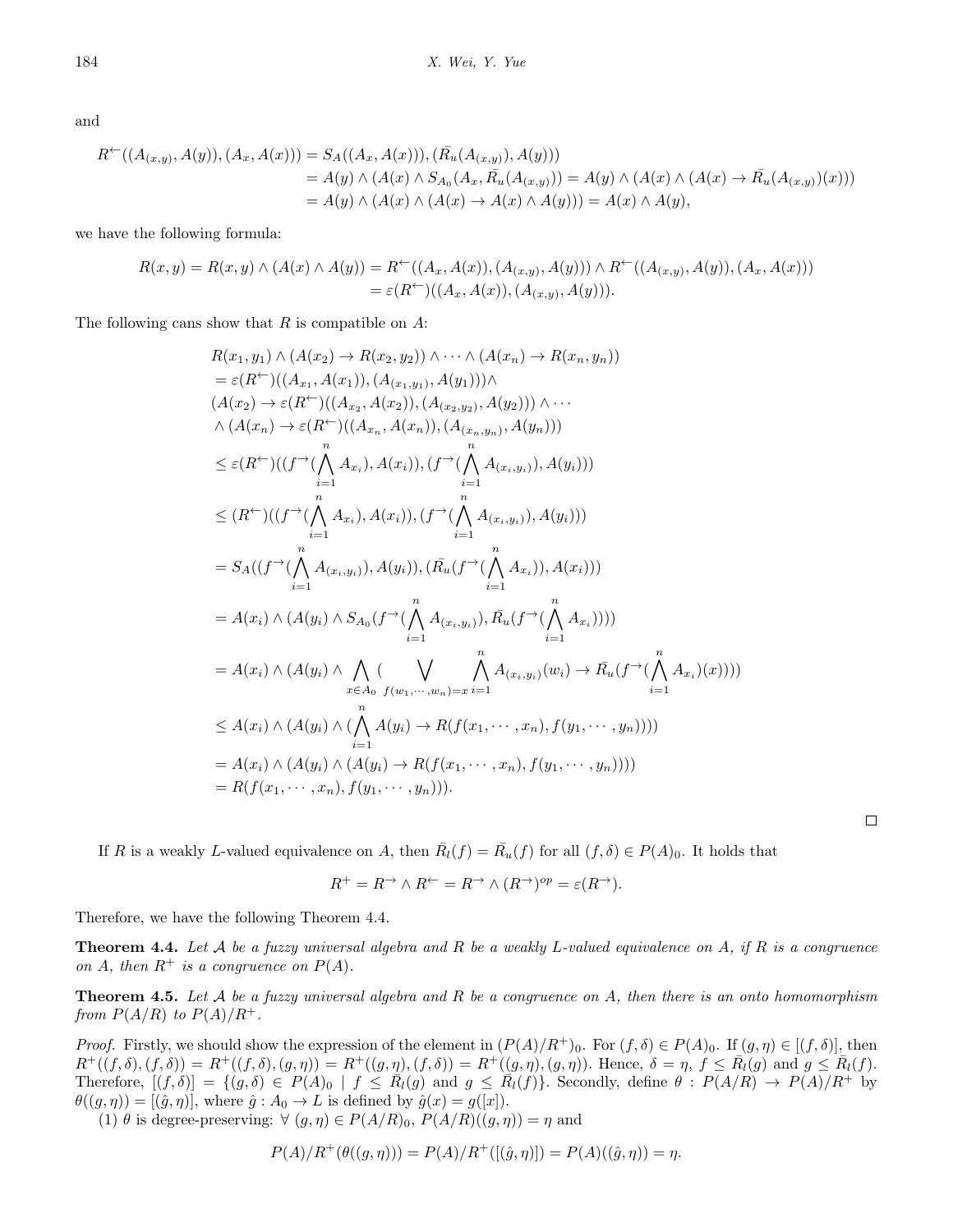and

$$
\begin{aligned}
R^{\leftarrow}((A_{(x,y)}, A(y)), (A_x, A(x))) &= S_A((A_x, A(x))), (\bar{R_u}(A_{(x,y)}), A(y))) \\
&= A(y) \wedge (A(x) \wedge S_{A_0}(A_x, \bar{R_u}(A_{(x,y)})) = A(y) \wedge (A(x) \wedge (A(x) \to \bar{R_u}(A_{(x,y)})(x))) \\
&= A(y) \wedge (A(x) \wedge (A(x) \to A(x) \wedge A(y))) = A(x) \wedge A(y),
\end{aligned}
$$

we have the following formula:

$$
\begin{aligned}
R(x,y) = R(x,y) \wedge (A(x) \wedge A(y)) &= R^{\leftarrow}((A_x, A(x)), (A_{(x,y)}, A(y))) \wedge R^{\leftarrow}((A_{(x,y)}, A(y)), (A_x, A(x))) \\
&= \varepsilon(R^{\leftarrow})((A_x, A(x)), (A_{(x,y)}, A(y))).
\end{aligned}
$$

The following cans show that $R$ is compatible on $A$:

$$
\begin{aligned}
& R(x_1, y_1) \wedge (A(x_2) \to R(x_2, y_2)) \wedge \cdots \wedge (A(x_n) \to R(x_n, y_n)) \\
&= \varepsilon(R^{\leftarrow})((A_{x_1}, A(x_1)), (A_{(x_1,y_1)}, A(y_1))) \wedge \\
&\quad (A(x_2) \to \varepsilon(R^{\leftarrow})((A_{x_2}, A(x_2)), (A_{(x_2,y_2)}, A(y_2))) \wedge \cdots \\
&\quad \wedge (A(x_n) \to \varepsilon(R^{\leftarrow})((A_{x_n}, A(x_n)), (A_{(x_n,y_n)}, A(y_n))) \\
&\leq \varepsilon(R^{\leftarrow})((f^{\to}(\bigwedge_{i=1}^{n} A_{x_i}), A(x_i)), (f^{\to}(\bigwedge_{i=1}^{n} A_{(x_i,y_i)}), A(y_i))) \\
&\leq (R^{\leftarrow})((f^{\to}(\bigwedge_{i=1}^{n} A_{x_i}), A(x_i)), (f^{\to}(\bigwedge_{i=1}^{n} A_{(x_i,y_i)}), A(y_i))) \\
&= S_A((f^{\to}(\bigwedge_{i=1}^{n} A_{(x_i,y_i)}), A(y_i)), (\bar{R_u}(f^{\to}(\bigwedge_{i=1}^{n} A_{x_i})), A(x_i))) \\
&= A(x_i) \wedge (A(y_i) \wedge S_{A_0}(f^{\to}(\bigwedge_{i=1}^{n} A_{(x_i,y_i)}), \bar{R_u}(f^{\to}(\bigwedge_{i=1}^{n} A_{x_i})))) \\
&= A(x_i) \wedge (A(y_i) \wedge \bigwedge_{x \in A_0} (\bigvee_{f(w_1,\cdots,w_n)=x} \bigwedge_{i=1}^{n} A_{(x_i,y_i)}(w_i) \to \bar{R_u}(f^{\to}(\bigwedge_{i=1}^{n} A_{x_i})(x)))) \\
&\leq A(x_i) \wedge (A(y_i) \wedge (\bigwedge_{i=1}^{n} A(y_i) \to R(f(x_1, \cdots, x_n), f(y_1, \cdots, y_n)))) \\
&= A(x_i) \wedge (A(y_i) \wedge (A(y_i) \to R(f(x_1, \cdots, x_n), f(y_1, \cdots, y_n)))) \\
&= R(f(x_1, \cdots, x_n), f(y_1, \cdots, y_n))).
\end{aligned}
$$

□

If $R$ is a weakly $L$-valued equivalence on $A$, then $\bar{R_l}(f) = \bar{R_u}(f)$ for all $(f, \delta) \in P(A)_0$. It holds that

$$
R^{+} = R^{\to} \wedge R^{\leftarrow} = R^{\to} \wedge (R^{\to})^{op} = \varepsilon(R^{\to}).
$$

Therefore, we have the following Theorem 4.4.

**Theorem 4.4.** *Let $\mathcal{A}$ be a fuzzy universal algebra and $R$ be a weakly $L$-valued equivalence on $A$, if $R$ is a congruence on $A$, then $R^{+}$ is a congruence on $P(A)$.*

**Theorem 4.5.** *Let $\mathcal{A}$ be a fuzzy universal algebra and $R$ be a congruence on $A$, then there is an onto homomorphism from $P(A/R)$ to $P(A)/R^{+}$.*

*Proof.* Firstly, we should show the expression of the element in $(P(A)/R^{+})_0$. For $(f, \delta) \in P(A)_0$. If $(g, \eta) \in [(f, \delta)]$, then $R^{+}((f, \delta), (f, \delta)) = R^{+}((f, \delta), (g, \eta)) = R^{+}((g, \eta), (f, \delta)) = R^{+}((g, \eta), (g, \eta))$. Hence, $\delta = \eta$, $f \leq \bar{R_l}(g)$ and $g \leq \bar{R_l}(f)$. Therefore, $[(f, \delta)] = \{(g, \delta) \in P(A)_0 \mid f \leq \bar{R_l}(g) \text{ and } g \leq \bar{R_l}(f)\}$. Secondly, define $\theta : P(A/R) \to P(A)/R^{+}$ by $\theta((g, \eta)) = [(\hat{g}, \eta)]$, where $\hat{g} : A_0 \to L$ is defined by $\hat{g}(x) = g([x])$.

(1) $\theta$ is degree-preserving: $\forall\ (g, \eta) \in P(A/R)_0$, $P(A/R)((g, \eta)) = \eta$ and

$$
P(A)/R^{+}(\theta((g, \eta))) = P(A)/R^{+}([(\hat{g}, \eta)]) = P(A)((\hat{g}, \eta)) = \eta.
$$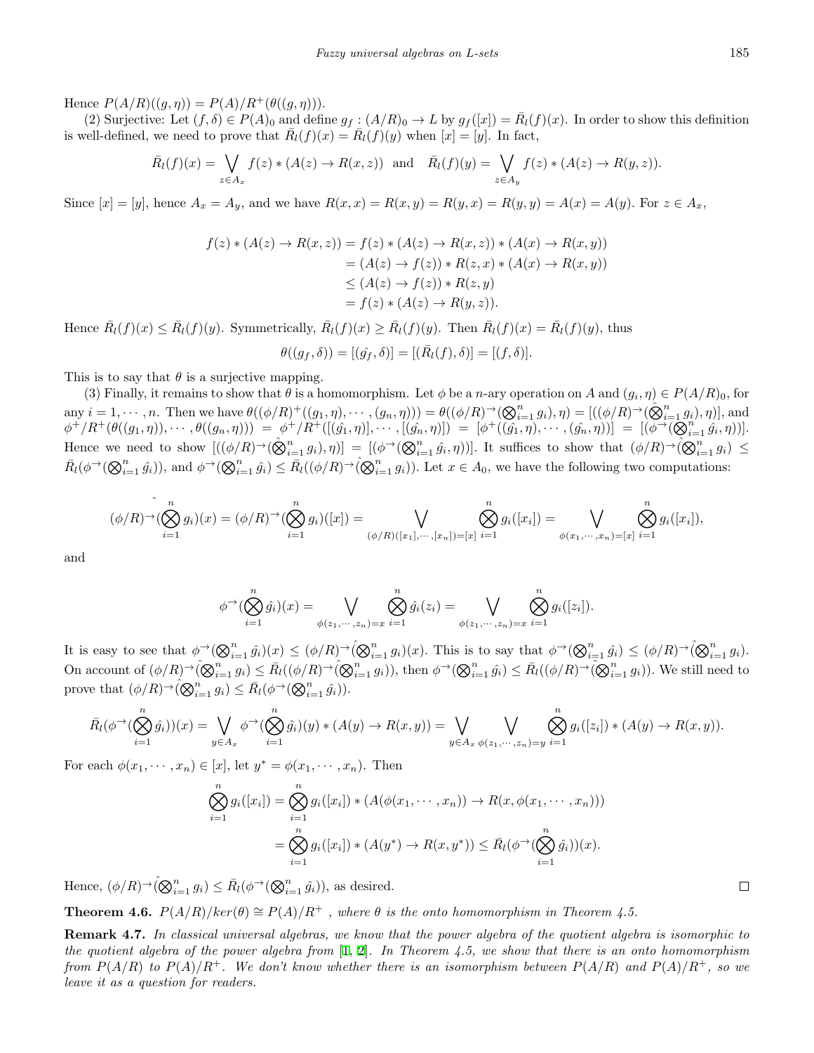Hence $P(A/R)((g,\eta)) = P(A)/R^+(\theta((g,\eta)))$.

(2) Surjective: Let $(f,\delta) \in P(A)_0$ and define $g_f : (A/R)_0 \to L$ by $g_f([x]) = \bar{R}_l(f)(x)$. In order to show this definition is well-defined, we need to prove that $\bar{R}_l(f)(x) = \bar{R}_l(f)(y)$ when $[x]=[y]$. In fact,

$$\bar{R}_l(f)(x) = \bigvee_{z\in A_x} f(z) * (A(z) \to R(x,z)) \quad \text{and} \quad \bar{R}_l(f)(y) = \bigvee_{z\in A_y} f(z) * (A(z) \to R(y,z)).$$

Since $[x]=[y]$, hence $A_x = A_y$, and we have $R(x,x) = R(x,y) = R(y,x) = R(y,y) = A(x) = A(y)$. For $z \in A_x$,

$$\begin{aligned} f(z) * (A(z) \to R(x,z)) &= f(z) * (A(z) \to R(x,z)) * (A(x) \to R(x,y)) \\ &= (A(z) \to f(z)) * R(z,x) * (A(x) \to R(x,y)) \\ &\leq (A(z) \to f(z)) * R(z,y) \\ &= f(z) * (A(z) \to R(y,z)). \end{aligned}$$

Hence $\bar{R}_l(f)(x) \leq \bar{R}_l(f)(y)$. Symmetrically, $\bar{R}_l(f)(x) \geq \bar{R}_l(f)(y)$. Then $\bar{R}_l(f)(x) = \bar{R}_l(f)(y)$, thus

$$\theta((g_f,\delta)) = [(\hat{g_f},\delta)] = [(\bar{R}_l(f),\delta)] = [(f,\delta)].$$

This is to say that $\theta$ is a surjective mapping.

(3) Finally, it remains to show that $\theta$ is a homomorphism. Let $\phi$ be a $n$-ary operation on $A$ and $(g_i,\eta) \in P(A/R)_0$, for any $i=1,\cdots,n$. Then we have $\theta((\phi/R)^+((g_1,\eta),\cdots,(g_n,\eta))) = \theta((\phi/R)^\to(\bigotimes_{i=1}^n g_i),\eta) = [((\phi/R)^\to(\hat{\bigotimes}_{i=1}^n g_i),\eta)]$, and $\phi^+/R^+(\theta((g_1,\eta)),\cdots,\theta((g_n,\eta))) = \phi^+/R^+([(\hat{g_1},\eta)],\cdots,[(\hat{g_n},\eta)]) = [\phi^+((\hat{g_1},\eta),\cdots,(\hat{g_n},\eta))] = [(\phi^\to(\bigotimes_{i=1}^n \hat{g_i},\eta))]$. Hence we need to show $[((\phi/R)^\to(\hat{\bigotimes}_{i=1}^n g_i),\eta)] = [(\phi^\to(\bigotimes_{i=1}^n \hat{g_i},\eta))]$. It suffices to show that $(\phi/R)^\to(\hat{\bigotimes}_{i=1}^n g_i) \leq \bar{R}_l(\phi^\to(\bigotimes_{i=1}^n \hat{g_i}))$, and $\phi^\to(\bigotimes_{i=1}^n \hat{g_i}) \leq \bar{R}_l((\phi/R)^\to(\hat{\bigotimes}_{i=1}^n g_i))$. Let $x \in A_0$, we have the following two computations:

$$(\phi/R)^\to\hat{(\bigotimes_{i=1}^n g_i)}(x) = (\phi/R)^\to(\bigotimes_{i=1}^n g_i)([x]) = \bigvee_{(\phi/R)([x_1],\cdots,[x_n])=[x]} \bigotimes_{i=1}^n g_i([x_i]) = \bigvee_{\phi(x_1,\cdots,x_n)=[x]} \bigotimes_{i=1}^n g_i([x_i]),$$

and

$$\phi^\to(\bigotimes_{i=1}^n \hat{g_i})(x) = \bigvee_{\phi(z_1,\cdots,z_n)=x} \bigotimes_{i=1}^n \hat{g_i}(z_i) = \bigvee_{\phi(z_1,\cdots,z_n)=x} \bigotimes_{i=1}^n g_i([z_i]).$$

It is easy to see that $\phi^\to(\bigotimes_{i=1}^n \hat{g_i})(x) \leq (\phi/R)^\to(\hat{\bigotimes}_{i=1}^n g_i)(x)$. This is to say that $\phi^\to(\bigotimes_{i=1}^n \hat{g_i}) \leq (\phi/R)^\to(\hat{\bigotimes}_{i=1}^n g_i)$. On account of $(\phi/R)^\to(\hat{\bigotimes}_{i=1}^n g_i) \leq \bar{R}_l((\phi/R)^\to(\hat{\bigotimes}_{i=1}^n g_i))$, then $\phi^\to(\bigotimes_{i=1}^n \hat{g_i}) \leq \bar{R}_l((\phi/R)^\to(\hat{\bigotimes}_{i=1}^n g_i))$. We still need to prove that $(\phi/R)^\to(\hat{\bigotimes}_{i=1}^n g_i) \leq \bar{R}_l(\phi^\to(\bigotimes_{i=1}^n \hat{g_i}))$.

$$\bar{R}_l(\phi^\to(\bigotimes_{i=1}^n \hat{g_i}))(x) = \bigvee_{y\in A_x} \phi^\to(\bigotimes_{i=1}^n \hat{g_i})(y) * (A(y) \to R(x,y)) = \bigvee_{y\in A_x} \bigvee_{\phi(z_1,\cdots,z_n)=y} \bigotimes_{i=1}^n g_i([z_i]) * (A(y) \to R(x,y)).$$

For each $\phi(x_1,\cdots,x_n) \in [x]$, let $y^* = \phi(x_1,\cdots,x_n)$. Then

$$\begin{aligned} \bigotimes_{i=1}^n g_i([x_i]) &= \bigotimes_{i=1}^n g_i([x_i]) * (A(\phi(x_1,\cdots,x_n)) \to R(x,\phi(x_1,\cdots,x_n))) \\ &= \bigotimes_{i=1}^n g_i([x_i]) * (A(y^*) \to R(x,y^*)) \leq \bar{R}_l(\phi^\to(\bigotimes_{i=1}^n \hat{g_i}))(x). \end{aligned}$$

Hence, $(\phi/R)^\to(\hat{\bigotimes}_{i=1}^n g_i) \leq \bar{R}_l(\phi^\to(\bigotimes_{i=1}^n \hat{g_i}))$, as desired. $\square$

**Theorem 4.6.** *$P(A/R)/ker(\theta) \cong P(A)/R^+$ , where $\theta$ is the onto homomorphism in Theorem 4.5.*

**Remark 4.7.** *In classical universal algebras, we know that the power algebra of the quotient algebra is isomorphic to the quotient algebra of the power algebra from [1, 2]. In Theorem 4.5, we show that there is an onto homomorphism from $P(A/R)$ to $P(A)/R^+$. We don't know whether there is an isomorphism between $P(A/R)$ and $P(A)/R^+$, so we leave it as a question for readers.*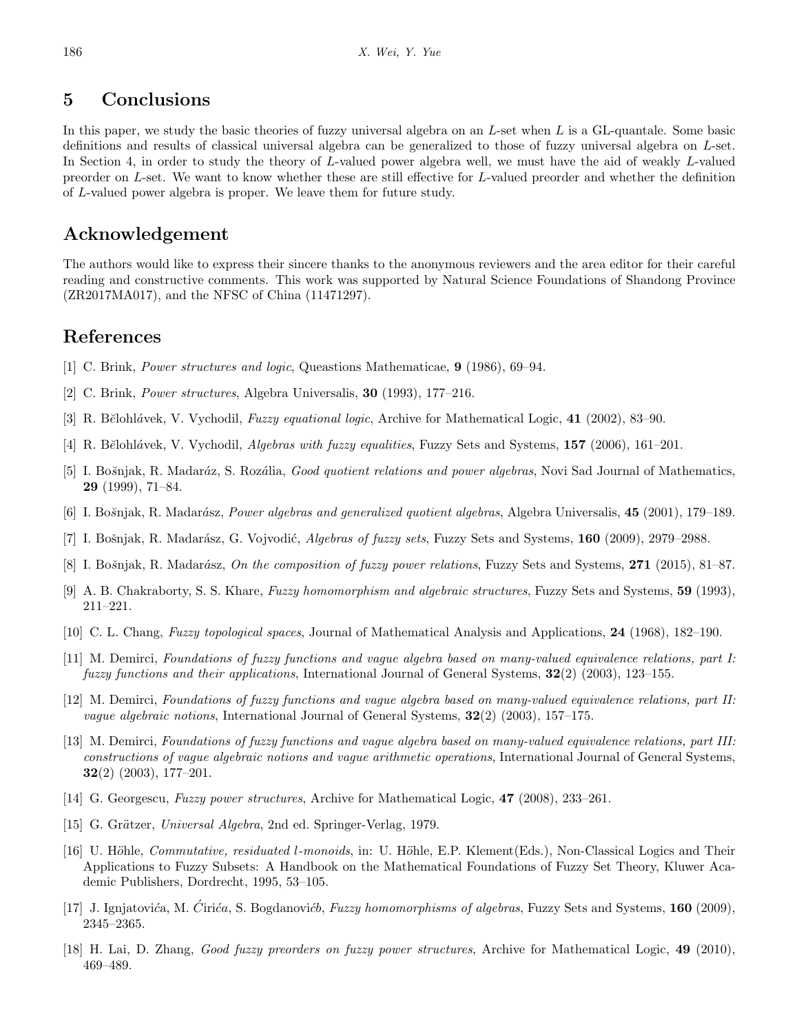## 5 Conclusions

In this paper, we study the basic theories of fuzzy universal algebra on an $L$-set when $L$ is a GL-quantale. Some basic definitions and results of classical universal algebra can be generalized to those of fuzzy universal algebra on $L$-set. In Section 4, in order to study the theory of $L$-valued power algebra well, we must have the aid of weakly $L$-valued preorder on $L$-set. We want to know whether these are still effective for $L$-valued preorder and whether the definition of $L$-valued power algebra is proper. We leave them for future study.

## Acknowledgement

The authors would like to express their sincere thanks to the anonymous reviewers and the area editor for their careful reading and constructive comments. This work was supported by Natural Science Foundations of Shandong Province (ZR2017MA017), and the NFSC of China (11471297).

## References

[1] C. Brink, *Power structures and logic*, Queastions Mathematicae, **9** (1986), 69–94.

[2] C. Brink, *Power structures*, Algebra Universalis, **30** (1993), 177–216.

[3] R. Bělohlávek, V. Vychodil, *Fuzzy equational logic*, Archive for Mathematical Logic, **41** (2002), 83–90.

[4] R. Bělohlávek, V. Vychodil, *Algebras with fuzzy equalities*, Fuzzy Sets and Systems, **157** (2006), 161–201.

[5] I. Bošnjak, R. Madaráz, S. Rozália, *Good quotient relations and power algebras*, Novi Sad Journal of Mathematics, **29** (1999), 71–84.

[6] I. Bošnjak, R. Madarász, *Power algebras and generalized quotient algebras*, Algebra Universalis, **45** (2001), 179–189.

[7] I. Bošnjak, R. Madarász, G. Vojvodić, *Algebras of fuzzy sets*, Fuzzy Sets and Systems, **160** (2009), 2979–2988.

[8] I. Bošnjak, R. Madarász, *On the composition of fuzzy power relations*, Fuzzy Sets and Systems, **271** (2015), 81–87.

[9] A. B. Chakraborty, S. S. Khare, *Fuzzy homomorphism and algebraic structures*, Fuzzy Sets and Systems, **59** (1993), 211–221.

[10] C. L. Chang, *Fuzzy topological spaces*, Journal of Mathematical Analysis and Applications, **24** (1968), 182–190.

[11] M. Demirci, *Foundations of fuzzy functions and vague algebra based on many-valued equivalence relations, part I: fuzzy functions and their applications*, International Journal of General Systems, **32**(2) (2003), 123–155.

[12] M. Demirci, *Foundations of fuzzy functions and vague algebra based on many-valued equivalence relations, part II: vague algebraic notions*, International Journal of General Systems, **32**(2) (2003), 157–175.

[13] M. Demirci, *Foundations of fuzzy functions and vague algebra based on many-valued equivalence relations, part III: constructions of vague algebraic notions and vague arithmetic operations*, International Journal of General Systems, **32**(2) (2003), 177–201.

[14] G. Georgescu, *Fuzzy power structures*, Archive for Mathematical Logic, **47** (2008), 233–261.

[15] G. Grätzer, *Universal Algebra*, 2nd ed. Springer-Verlag, 1979.

[16] U. Höhle, *Commutative, residuated l-monoids*, in: U. Höhle, E.P. Klement(Eds.), Non-Classical Logics and Their Applications to Fuzzy Subsets: A Handbook on the Mathematical Foundations of Fuzzy Set Theory, Kluwer Academic Publishers, Dordrecht, 1995, 53–105.

[17] J. Ignjatovića, M. Ćirića, S. Bogdanovićb, *Fuzzy homomorphisms of algebras*, Fuzzy Sets and Systems, **160** (2009), 2345–2365.

[18] H. Lai, D. Zhang, *Good fuzzy preorders on fuzzy power structures*, Archive for Mathematical Logic, **49** (2010), 469–489.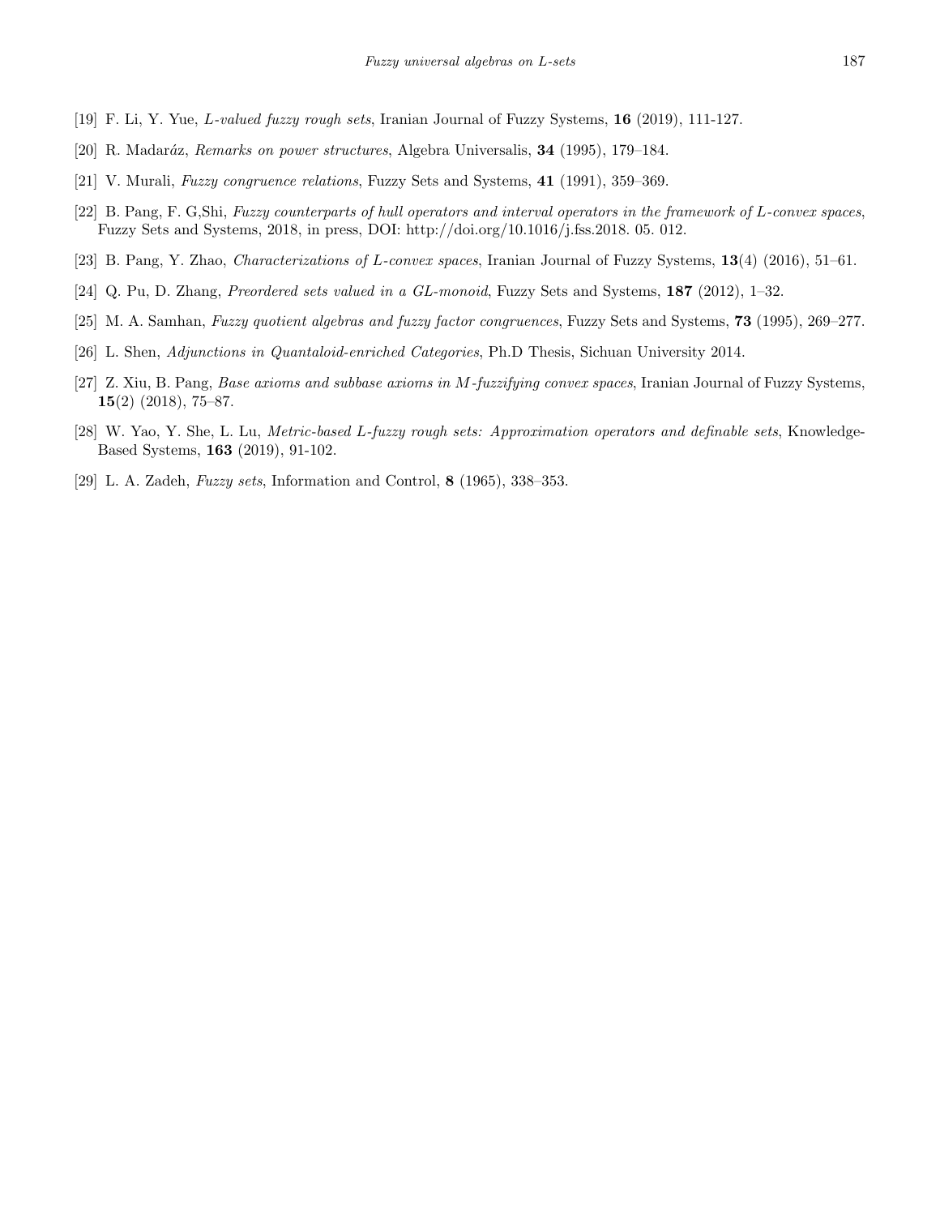[19] F. Li, Y. Yue, *L-valued fuzzy rough sets*, Iranian Journal of Fuzzy Systems, **16** (2019), 111-127.

[20] R. Madaráz, *Remarks on power structures*, Algebra Universalis, **34** (1995), 179–184.

[21] V. Murali, *Fuzzy congruence relations*, Fuzzy Sets and Systems, **41** (1991), 359–369.

[22] B. Pang, F. G,Shi, *Fuzzy counterparts of hull operators and interval operators in the framework of L-convex spaces*, Fuzzy Sets and Systems, 2018, in press, DOI: http://doi.org/10.1016/j.fss.2018. 05. 012.

[23] B. Pang, Y. Zhao, *Characterizations of L-convex spaces*, Iranian Journal of Fuzzy Systems, **13**(4) (2016), 51–61.

[24] Q. Pu, D. Zhang, *Preordered sets valued in a GL-monoid*, Fuzzy Sets and Systems, **187** (2012), 1–32.

[25] M. A. Samhan, *Fuzzy quotient algebras and fuzzy factor congruences*, Fuzzy Sets and Systems, **73** (1995), 269–277.

[26] L. Shen, *Adjunctions in Quantaloid-enriched Categories*, Ph.D Thesis, Sichuan University 2014.

[27] Z. Xiu, B. Pang, *Base axioms and subbase axioms in M-fuzzifying convex spaces*, Iranian Journal of Fuzzy Systems, **15**(2) (2018), 75–87.

[28] W. Yao, Y. She, L. Lu, *Metric-based L-fuzzy rough sets: Approximation operators and definable sets*, Knowledge-Based Systems, **163** (2019), 91-102.

[29] L. A. Zadeh, *Fuzzy sets*, Information and Control, **8** (1965), 338–353.